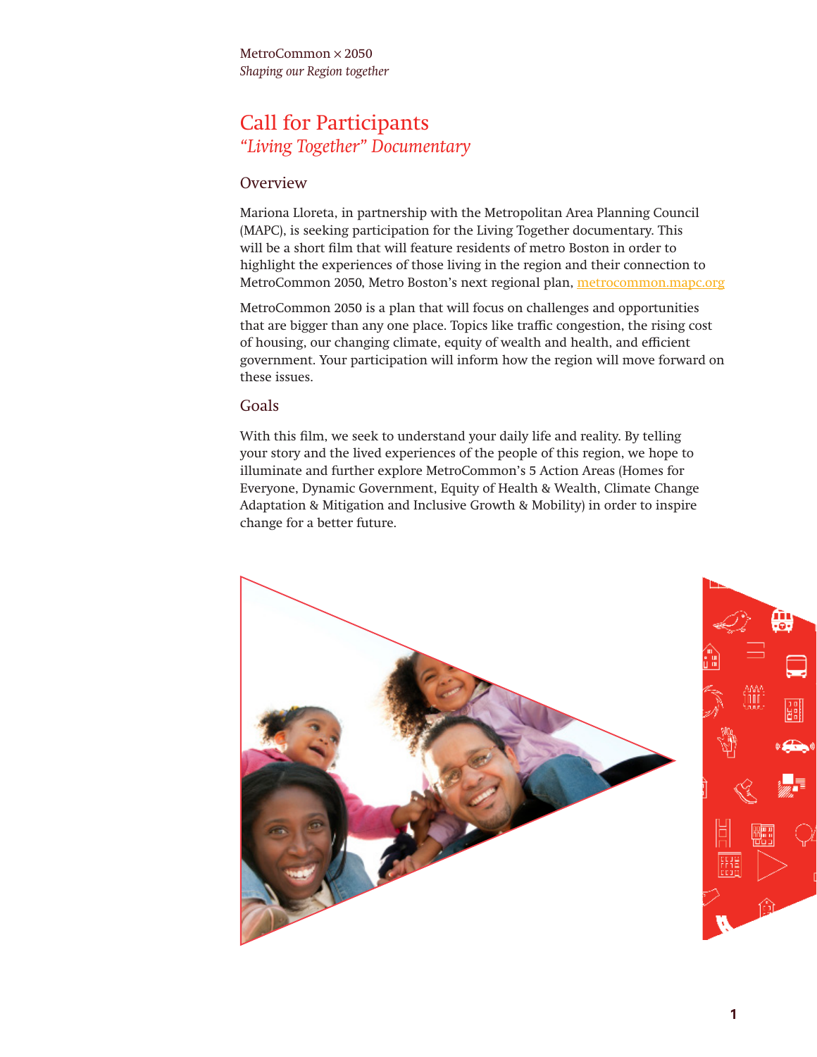MetroCommon × 2050
*Shaping our Region together*

# Call for Participants
## *"Living Together" Documentary*

### Overview

Mariona Lloreta, in partnership with the Metropolitan Area Planning Council (MAPC), is seeking participation for the Living Together documentary. This will be a short film that will feature residents of metro Boston in order to highlight the experiences of those living in the region and their connection to MetroCommon 2050, Metro Boston's next regional plan, metrocommon.mapc.org

MetroCommon 2050 is a plan that will focus on challenges and opportunities that are bigger than any one place. Topics like traffic congestion, the rising cost of housing, our changing climate, equity of wealth and health, and efficient government. Your participation will inform how the region will move forward on these issues.

### Goals

With this film, we seek to understand your daily life and reality. By telling your story and the lived experiences of the people of this region, we hope to illuminate and further explore MetroCommon's 5 Action Areas (Homes for Everyone, Dynamic Government, Equity of Health & Wealth, Climate Change Adaptation & Mitigation and Inclusive Growth & Mobility) in order to inspire change for a better future.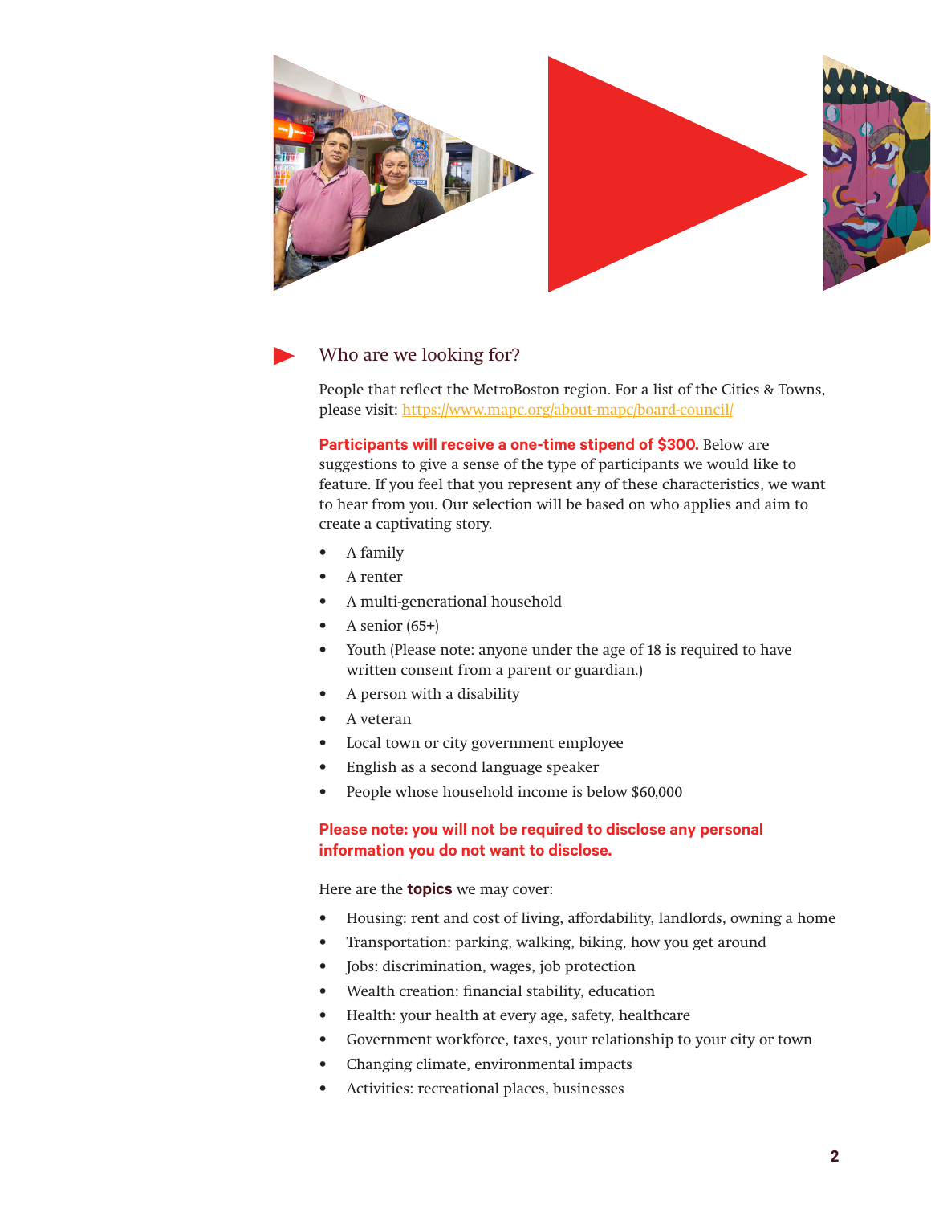## Who are we looking for?

People that reflect the MetroBoston region. For a list of the Cities & Towns, please visit: [https://www.mapc.org/about-mapc/board-council/](https://www.mapc.org/about-mapc/board-council/)

**Participants will receive a one-time stipend of $300.** Below are suggestions to give a sense of the type of participants we would like to feature. If you feel that you represent any of these characteristics, we want to hear from you. Our selection will be based on who applies and aim to create a captivating story.

- A family
- A renter
- A multi-generational household
- A senior (65+)
- Youth (Please note: anyone under the age of 18 is required to have written consent from a parent or guardian.)
- A person with a disability
- A veteran
- Local town or city government employee
- English as a second language speaker
- People whose household income is below $60,000

**Please note: you will not be required to disclose any personal information you do not want to disclose.**

Here are the **topics** we may cover:

- Housing: rent and cost of living, affordability, landlords, owning a home
- Transportation: parking, walking, biking, how you get around
- Jobs: discrimination, wages, job protection
- Wealth creation: financial stability, education
- Health: your health at every age, safety, healthcare
- Government workforce, taxes, your relationship to your city or town
- Changing climate, environmental impacts
- Activities: recreational places, businesses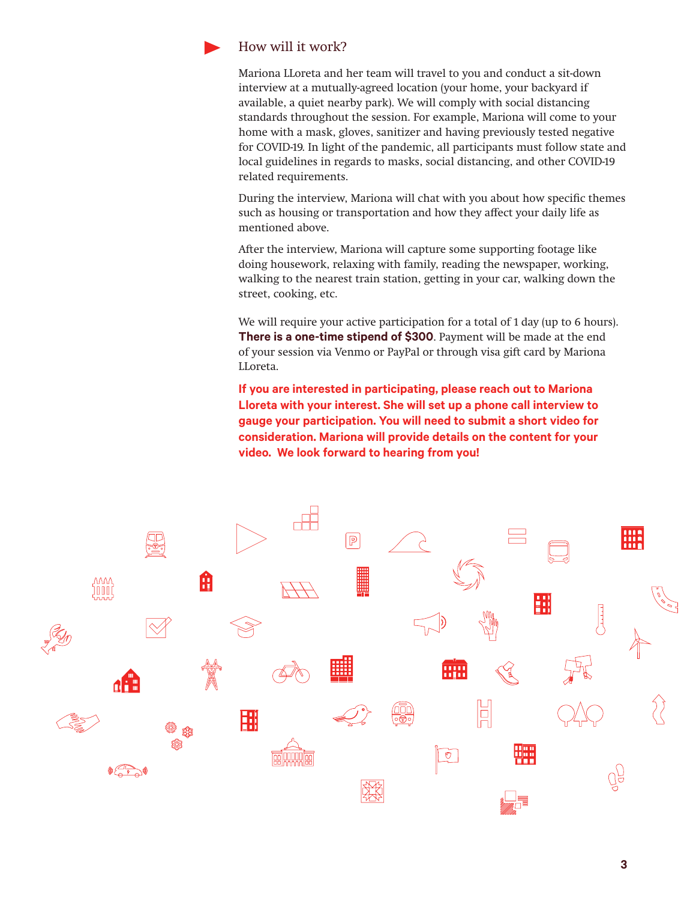## How will it work?

Mariona LLoreta and her team will travel to you and conduct a sit-down interview at a mutually-agreed location (your home, your backyard if available, a quiet nearby park). We will comply with social distancing standards throughout the session. For example, Mariona will come to your home with a mask, gloves, sanitizer and having previously tested negative for COVID-19. In light of the pandemic, all participants must follow state and local guidelines in regards to masks, social distancing, and other COVID-19 related requirements.

During the interview, Mariona will chat with you about how specific themes such as housing or transportation and how they affect your daily life as mentioned above.

After the interview, Mariona will capture some supporting footage like doing housework, relaxing with family, reading the newspaper, working, walking to the nearest train station, getting in your car, walking down the street, cooking, etc.

We will require your active participation for a total of 1 day (up to 6 hours). **There is a one-time stipend of $300**. Payment will be made at the end of your session via Venmo or PayPal or through visa gift card by Mariona LLoreta.

**If you are interested in participating, please reach out to Mariona Lloreta with your interest. She will set up a phone call interview to gauge your participation. You will need to submit a short video for consideration. Mariona will provide details on the content for your video. We look forward to hearing from you!**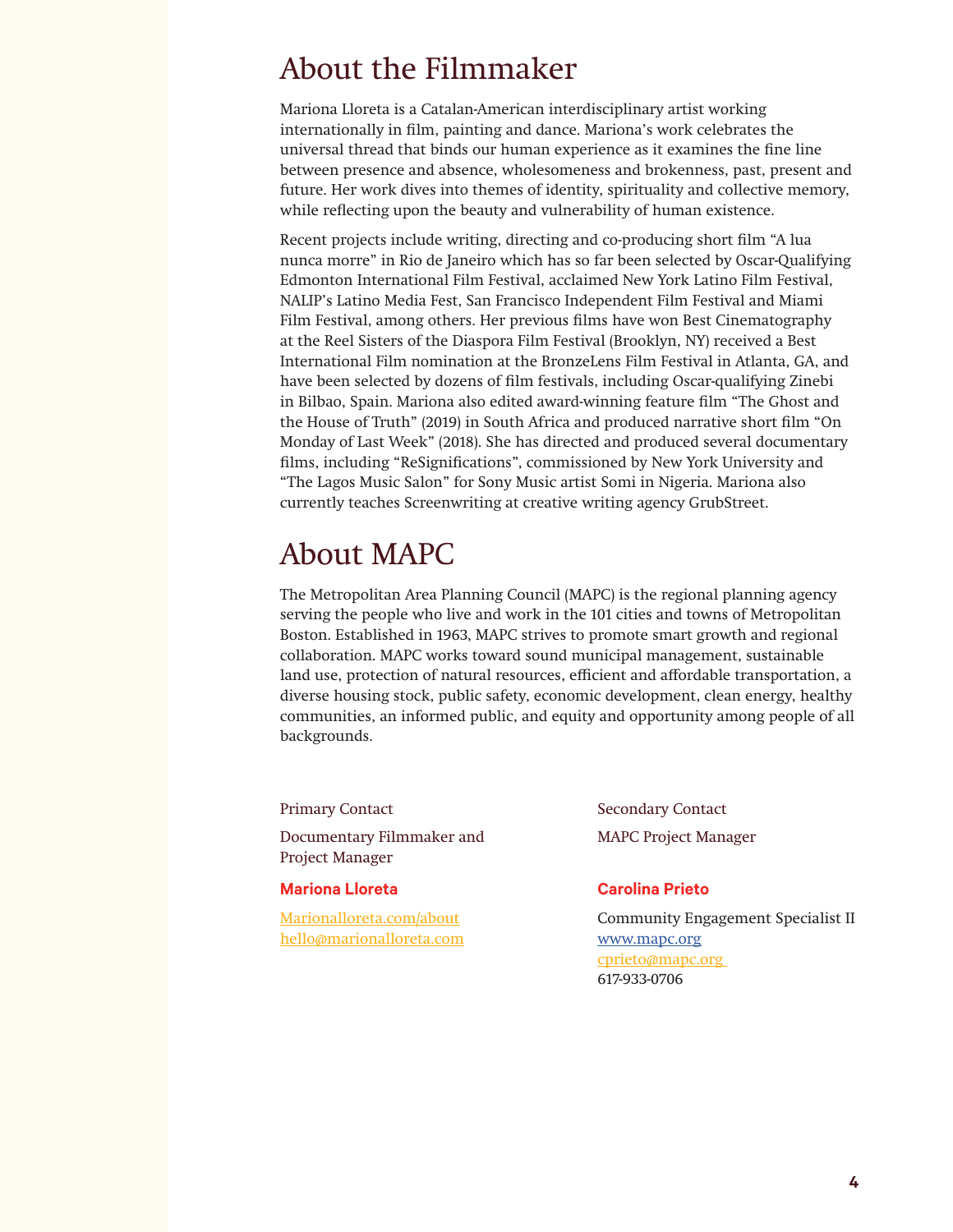# About the Filmmaker

Mariona Lloreta is a Catalan-American interdisciplinary artist working internationally in film, painting and dance. Mariona's work celebrates the universal thread that binds our human experience as it examines the fine line between presence and absence, wholesomeness and brokenness, past, present and future. Her work dives into themes of identity, spirituality and collective memory, while reflecting upon the beauty and vulnerability of human existence.

Recent projects include writing, directing and co-producing short film "A lua nunca morre" in Rio de Janeiro which has so far been selected by Oscar-Qualifying Edmonton International Film Festival, acclaimed New York Latino Film Festival, NALIP's Latino Media Fest, San Francisco Independent Film Festival and Miami Film Festival, among others. Her previous films have won Best Cinematography at the Reel Sisters of the Diaspora Film Festival (Brooklyn, NY) received a Best International Film nomination at the BronzeLens Film Festival in Atlanta, GA, and have been selected by dozens of film festivals, including Oscar-qualifying Zinebi in Bilbao, Spain. Mariona also edited award-winning feature film "The Ghost and the House of Truth" (2019) in South Africa and produced narrative short film "On Monday of Last Week" (2018). She has directed and produced several documentary films, including "ReSignifications", commissioned by New York University and "The Lagos Music Salon" for Sony Music artist Somi in Nigeria. Mariona also currently teaches Screenwriting at creative writing agency GrubStreet.

# About MAPC

The Metropolitan Area Planning Council (MAPC) is the regional planning agency serving the people who live and work in the 101 cities and towns of Metropolitan Boston. Established in 1963, MAPC strives to promote smart growth and regional collaboration. MAPC works toward sound municipal management, sustainable land use, protection of natural resources, efficient and affordable transportation, a diverse housing stock, public safety, economic development, clean energy, healthy communities, an informed public, and equity and opportunity among people of all backgrounds.

Primary Contact

Documentary Filmmaker and Project Manager

**Mariona Lloreta**

Marionalloreta.com/about
hello@marionalloreta.com

Secondary Contact

MAPC Project Manager

**Carolina Prieto**

Community Engagement Specialist II
www.mapc.org
cprieto@mapc.org
617-933-0706